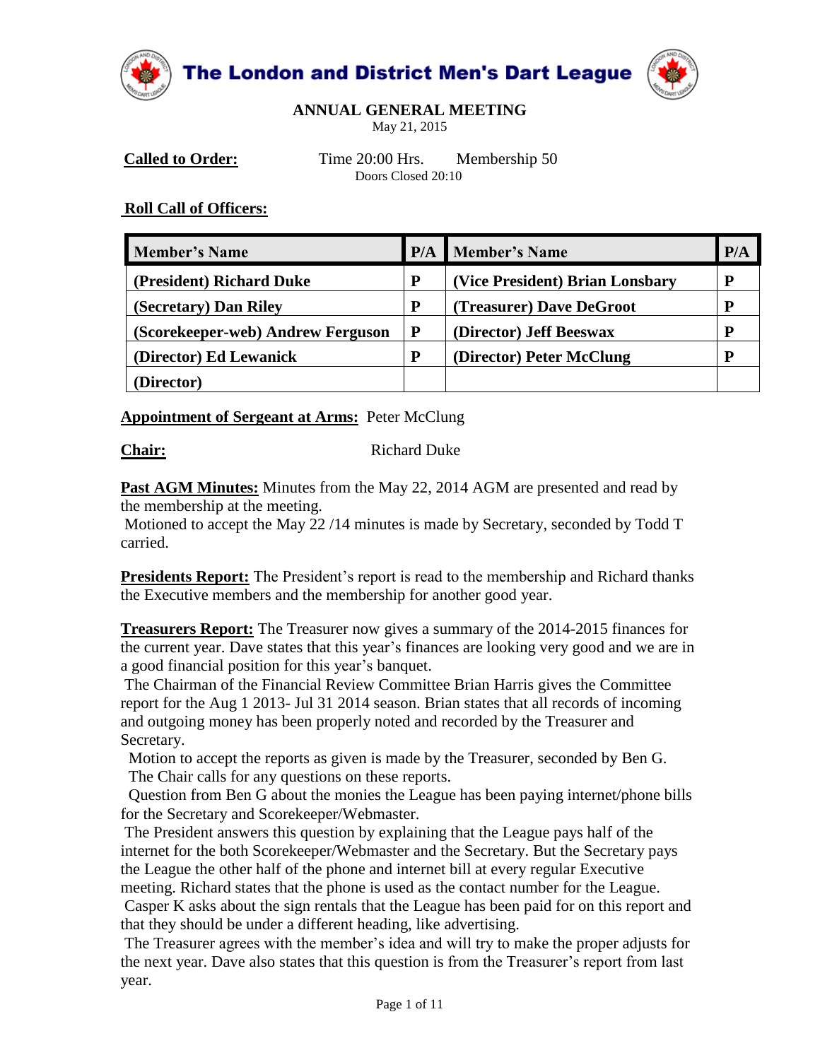# The London and District Men's Dart League

## ANNUAL GENERAL MEETING

May 21, 2015

**Called to Order:** Time 20:00 Hrs. Membership 50

Doors Closed 20:10

**Roll Call of Officers:**

| Member's Name | P/A | Member's Name | P/A |
|---|---|---|---|
| (President) Richard Duke | P | (Vice President) Brian Lonsbary | P |
| (Secretary) Dan Riley | P | (Treasurer) Dave DeGroot | P |
| (Scorekeeper-web) Andrew Ferguson | P | (Director) Jeff Beeswax | P |
| (Director) Ed Lewanick | P | (Director) Peter McClung | P |
| (Director) | | | |

**Appointment of Sergeant at Arms:** Peter McClung

**Chair:** Richard Duke

**Past AGM Minutes:** Minutes from the May 22, 2014 AGM are presented and read by the membership at the meeting.

Motioned to accept the May 22 /14 minutes is made by Secretary, seconded by Todd T carried.

**Presidents Report:** The President's report is read to the membership and Richard thanks the Executive members and the membership for another good year.

**Treasurers Report:** The Treasurer now gives a summary of the 2014-2015 finances for the current year. Dave states that this year's finances are looking very good and we are in a good financial position for this year's banquet.

The Chairman of the Financial Review Committee Brian Harris gives the Committee report for the Aug 1 2013- Jul 31 2014 season. Brian states that all records of incoming and outgoing money has been properly noted and recorded by the Treasurer and Secretary.

Motion to accept the reports as given is made by the Treasurer, seconded by Ben G.

The Chair calls for any questions on these reports.

Question from Ben G about the monies the League has been paying internet/phone bills for the Secretary and Scorekeeper/Webmaster.

The President answers this question by explaining that the League pays half of the internet for the both Scorekeeper/Webmaster and the Secretary. But the Secretary pays the League the other half of the phone and internet bill at every regular Executive meeting. Richard states that the phone is used as the contact number for the League.

Casper K asks about the sign rentals that the League has been paid for on this report and that they should be under a different heading, like advertising.

The Treasurer agrees with the member's idea and will try to make the proper adjusts for the next year. Dave also states that this question is from the Treasurer's report from last year.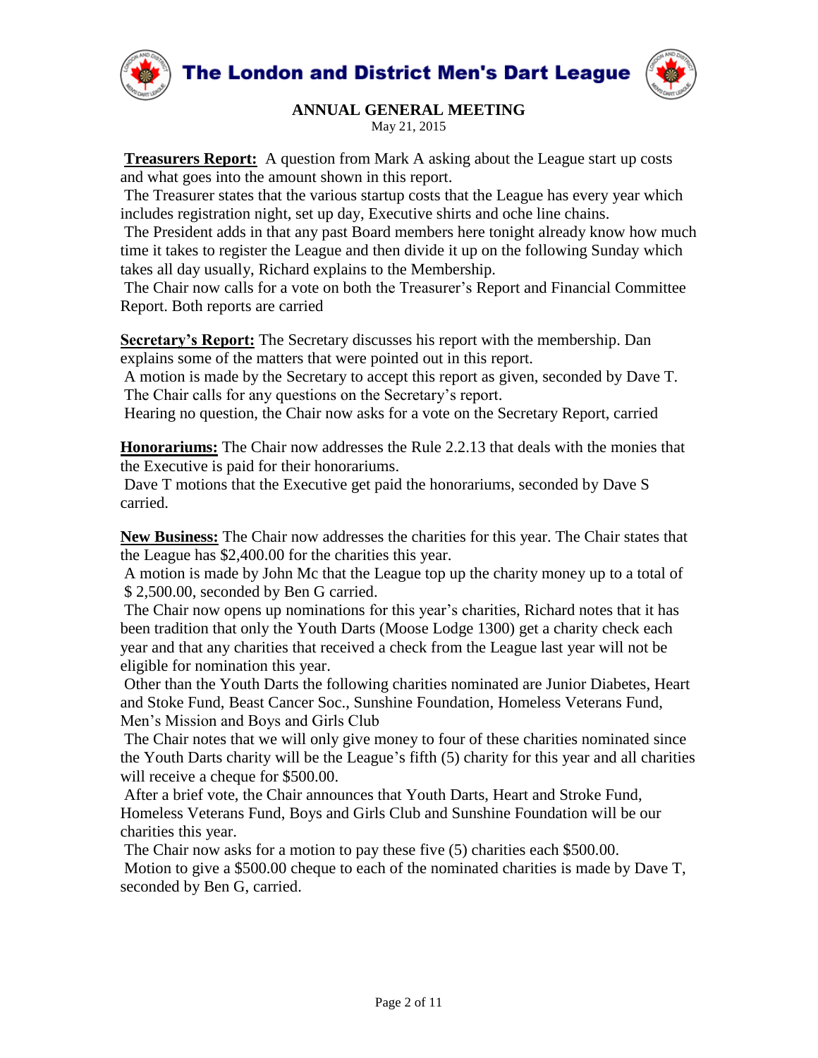# The London and District Men's Dart League

## ANNUAL GENERAL MEETING

May 21, 2015

**Treasurers Report:** A question from Mark A asking about the League start up costs and what goes into the amount shown in this report.

The Treasurer states that the various startup costs that the League has every year which includes registration night, set up day, Executive shirts and oche line chains.

The President adds in that any past Board members here tonight already know how much time it takes to register the League and then divide it up on the following Sunday which takes all day usually, Richard explains to the Membership.

The Chair now calls for a vote on both the Treasurer's Report and Financial Committee Report. Both reports are carried

**Secretary's Report:** The Secretary discusses his report with the membership. Dan explains some of the matters that were pointed out in this report.

A motion is made by the Secretary to accept this report as given, seconded by Dave T.

The Chair calls for any questions on the Secretary's report.

Hearing no question, the Chair now asks for a vote on the Secretary Report, carried

**Honorariums:** The Chair now addresses the Rule 2.2.13 that deals with the monies that the Executive is paid for their honorariums.

Dave T motions that the Executive get paid the honorariums, seconded by Dave S carried.

**New Business:** The Chair now addresses the charities for this year. The Chair states that the League has $2,400.00 for the charities this year.

A motion is made by John Mc that the League top up the charity money up to a total of $ 2,500.00, seconded by Ben G carried.

The Chair now opens up nominations for this year's charities, Richard notes that it has been tradition that only the Youth Darts (Moose Lodge 1300) get a charity check each year and that any charities that received a check from the League last year will not be eligible for nomination this year.

Other than the Youth Darts the following charities nominated are Junior Diabetes, Heart and Stoke Fund, Beast Cancer Soc., Sunshine Foundation, Homeless Veterans Fund, Men's Mission and Boys and Girls Club

The Chair notes that we will only give money to four of these charities nominated since the Youth Darts charity will be the League's fifth (5) charity for this year and all charities will receive a cheque for $500.00.

After a brief vote, the Chair announces that Youth Darts, Heart and Stroke Fund, Homeless Veterans Fund, Boys and Girls Club and Sunshine Foundation will be our charities this year.

The Chair now asks for a motion to pay these five (5) charities each $500.00.

Motion to give a $500.00 cheque to each of the nominated charities is made by Dave T, seconded by Ben G, carried.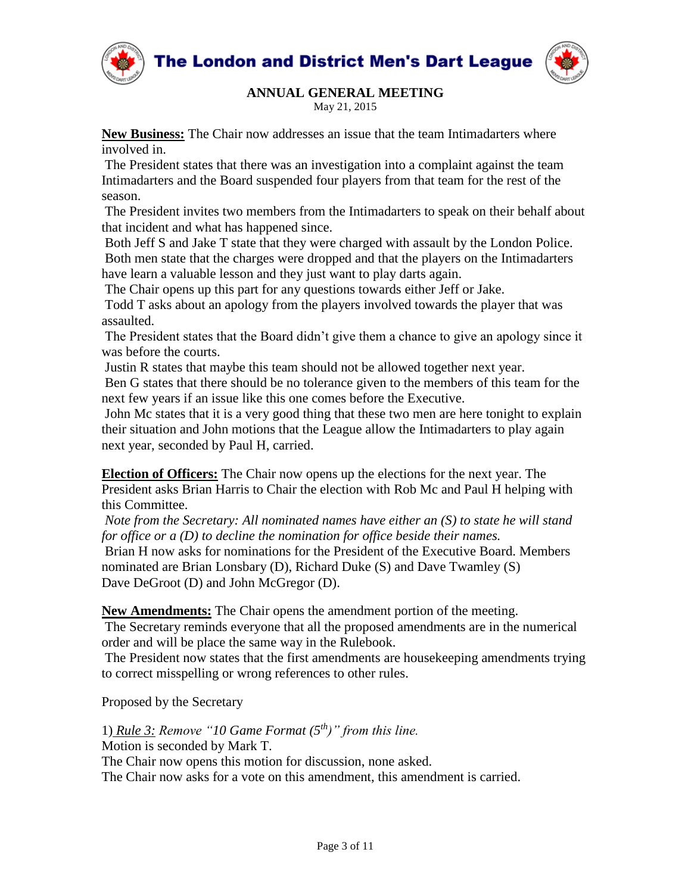**New Business:** The Chair now addresses an issue that the team Intimadarters where involved in.

The President states that there was an investigation into a complaint against the team Intimadarters and the Board suspended four players from that team for the rest of the season.

The President invites two members from the Intimadarters to speak on their behalf about that incident and what has happened since.

Both Jeff S and Jake T state that they were charged with assault by the London Police.

Both men state that the charges were dropped and that the players on the Intimadarters have learn a valuable lesson and they just want to play darts again.

The Chair opens up this part for any questions towards either Jeff or Jake.

Todd T asks about an apology from the players involved towards the player that was assaulted.

The President states that the Board didn't give them a chance to give an apology since it was before the courts.

Justin R states that maybe this team should not be allowed together next year.

Ben G states that there should be no tolerance given to the members of this team for the next few years if an issue like this one comes before the Executive.

John Mc states that it is a very good thing that these two men are here tonight to explain their situation and John motions that the League allow the Intimadarters to play again next year, seconded by Paul H, carried.

**Election of Officers:** The Chair now opens up the elections for the next year. The President asks Brian Harris to Chair the election with Rob Mc and Paul H helping with this Committee.

*Note from the Secretary: All nominated names have either an (S) to state he will stand for office or a (D) to decline the nomination for office beside their names.*

Brian H now asks for nominations for the President of the Executive Board. Members nominated are Brian Lonsbary (D), Richard Duke (S) and Dave Twamley (S) Dave DeGroot (D) and John McGregor (D).

**New Amendments:** The Chair opens the amendment portion of the meeting.

The Secretary reminds everyone that all the proposed amendments are in the numerical order and will be place the same way in the Rulebook.

The President now states that the first amendments are housekeeping amendments trying to correct misspelling or wrong references to other rules.

Proposed by the Secretary

1) *Rule 3: Remove "10 Game Format (5th)" from this line.*

Motion is seconded by Mark T.

The Chair now opens this motion for discussion, none asked.

The Chair now asks for a vote on this amendment, this amendment is carried.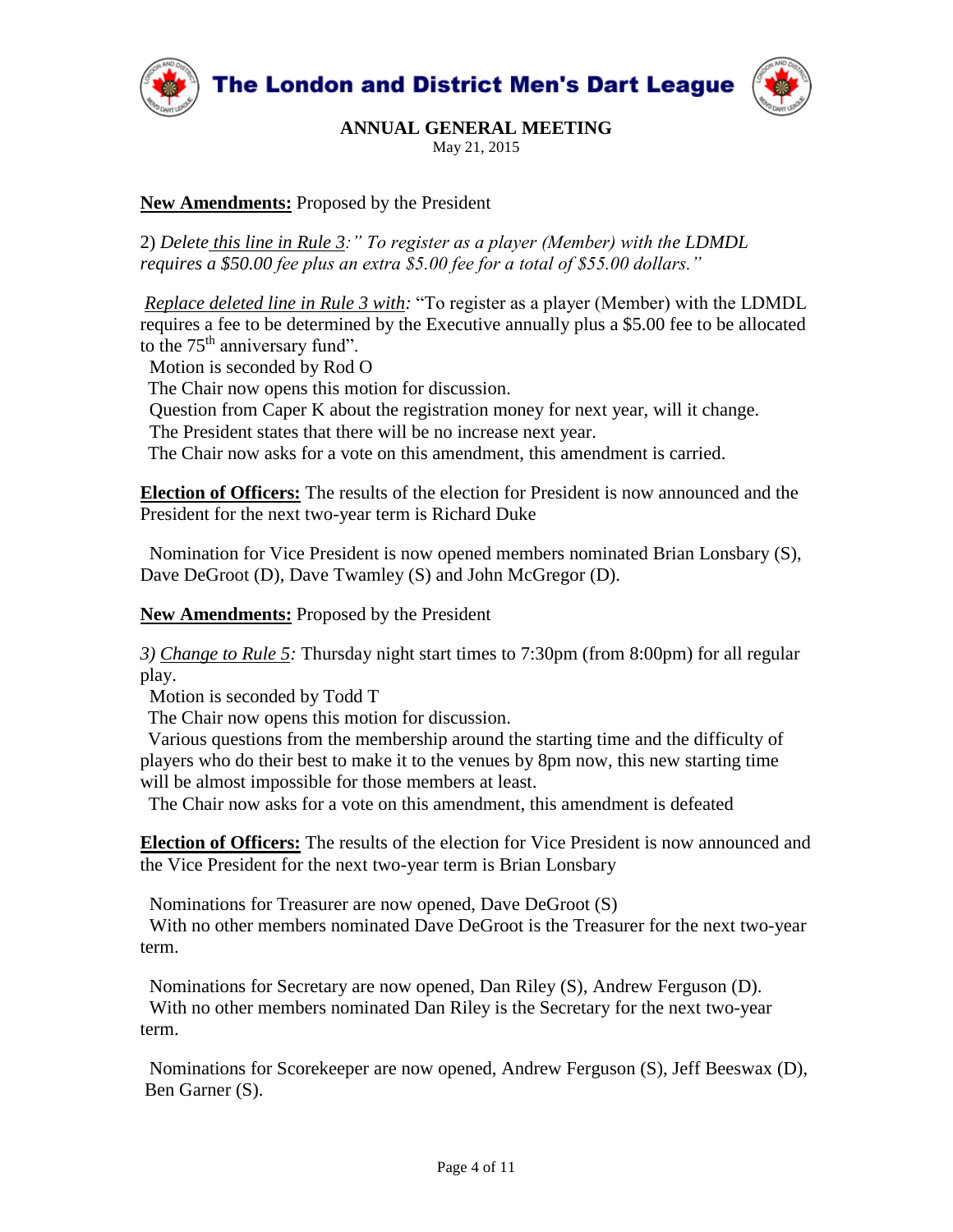**New Amendments:** Proposed by the President

2) *Delete this line in Rule 3:" To register as a player (Member) with the LDMDL requires a $50.00 fee plus an extra $5.00 fee for a total of $55.00 dollars."*

*Replace deleted line in Rule 3 with:* "To register as a player (Member) with the LDMDL requires a fee to be determined by the Executive annually plus a $5.00 fee to be allocated to the 75th anniversary fund".

Motion is seconded by Rod O

The Chair now opens this motion for discussion.

Question from Caper K about the registration money for next year, will it change.

The President states that there will be no increase next year.

The Chair now asks for a vote on this amendment, this amendment is carried.

**Election of Officers:** The results of the election for President is now announced and the President for the next two-year term is Richard Duke

Nomination for Vice President is now opened members nominated Brian Lonsbary (S), Dave DeGroot (D), Dave Twamley (S) and John McGregor (D).

**New Amendments:** Proposed by the President

*3) Change to Rule 5:* Thursday night start times to 7:30pm (from 8:00pm) for all regular play.

Motion is seconded by Todd T

The Chair now opens this motion for discussion.

Various questions from the membership around the starting time and the difficulty of players who do their best to make it to the venues by 8pm now, this new starting time will be almost impossible for those members at least.

The Chair now asks for a vote on this amendment, this amendment is defeated

**Election of Officers:** The results of the election for Vice President is now announced and the Vice President for the next two-year term is Brian Lonsbary

Nominations for Treasurer are now opened, Dave DeGroot (S)

With no other members nominated Dave DeGroot is the Treasurer for the next two-year term.

Nominations for Secretary are now opened, Dan Riley (S), Andrew Ferguson (D).

With no other members nominated Dan Riley is the Secretary for the next two-year term.

Nominations for Scorekeeper are now opened, Andrew Ferguson (S), Jeff Beeswax (D), Ben Garner (S).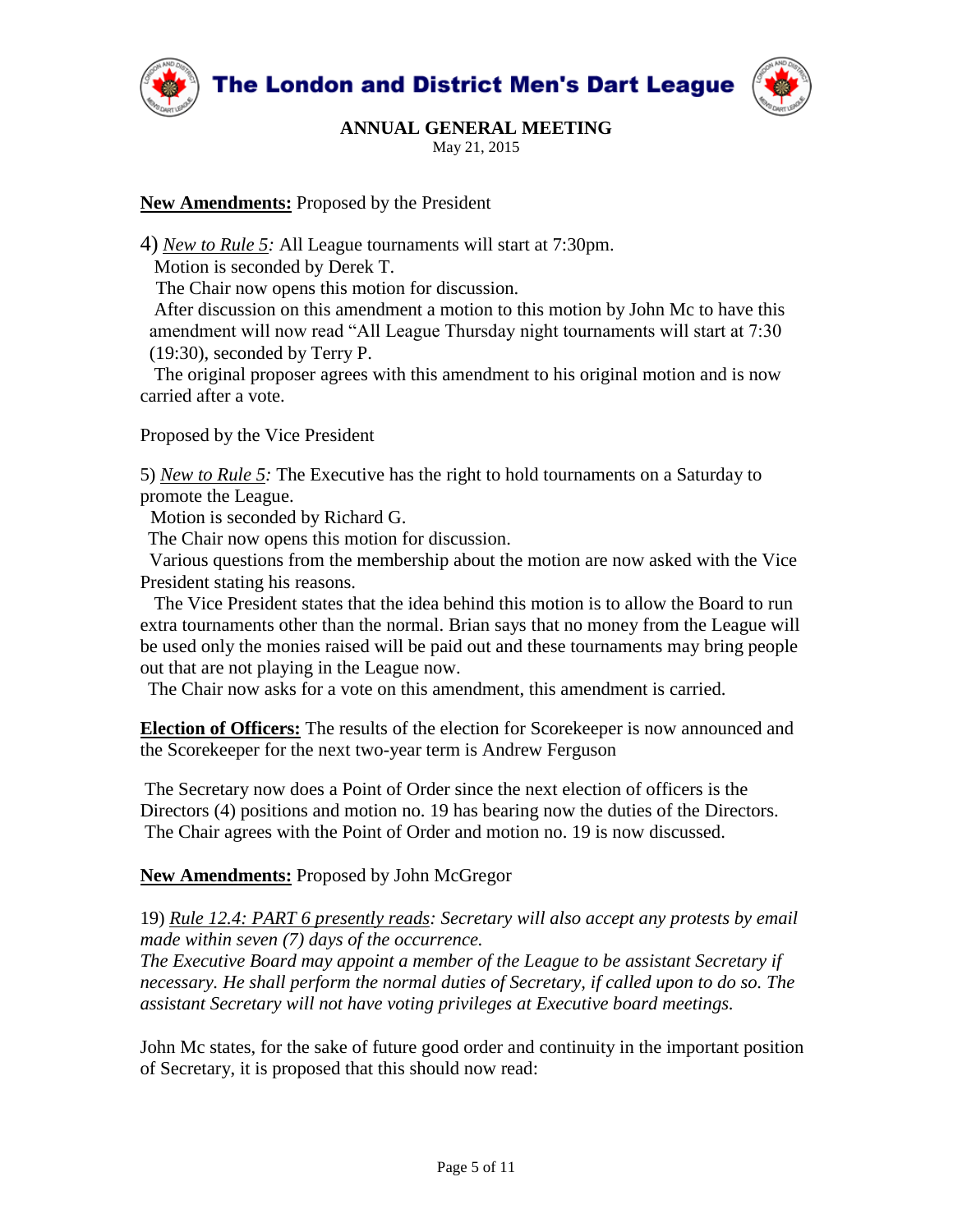**New Amendments:** Proposed by the President

4) *New to Rule 5:* All League tournaments will start at 7:30pm.
Motion is seconded by Derek T.
The Chair now opens this motion for discussion.
After discussion on this amendment a motion to this motion by John Mc to have this amendment will now read "All League Thursday night tournaments will start at 7:30 (19:30), seconded by Terry P.
The original proposer agrees with this amendment to his original motion and is now carried after a vote.

Proposed by the Vice President

5) *New to Rule 5:* The Executive has the right to hold tournaments on a Saturday to promote the League.
Motion is seconded by Richard G.
The Chair now opens this motion for discussion.
Various questions from the membership about the motion are now asked with the Vice President stating his reasons.
The Vice President states that the idea behind this motion is to allow the Board to run extra tournaments other than the normal. Brian says that no money from the League will be used only the monies raised will be paid out and these tournaments may bring people out that are not playing in the League now.
The Chair now asks for a vote on this amendment, this amendment is carried.

**Election of Officers:** The results of the election for Scorekeeper is now announced and the Scorekeeper for the next two-year term is Andrew Ferguson

The Secretary now does a Point of Order since the next election of officers is the Directors (4) positions and motion no. 19 has bearing now the duties of the Directors. The Chair agrees with the Point of Order and motion no. 19 is now discussed.

**New Amendments:** Proposed by John McGregor

19) *Rule 12.4: PART 6 presently reads: Secretary will also accept any protests by email made within seven (7) days of the occurrence.*
*The Executive Board may appoint a member of the League to be assistant Secretary if necessary. He shall perform the normal duties of Secretary, if called upon to do so. The assistant Secretary will not have voting privileges at Executive board meetings.*

John Mc states, for the sake of future good order and continuity in the important position of Secretary, it is proposed that this should now read: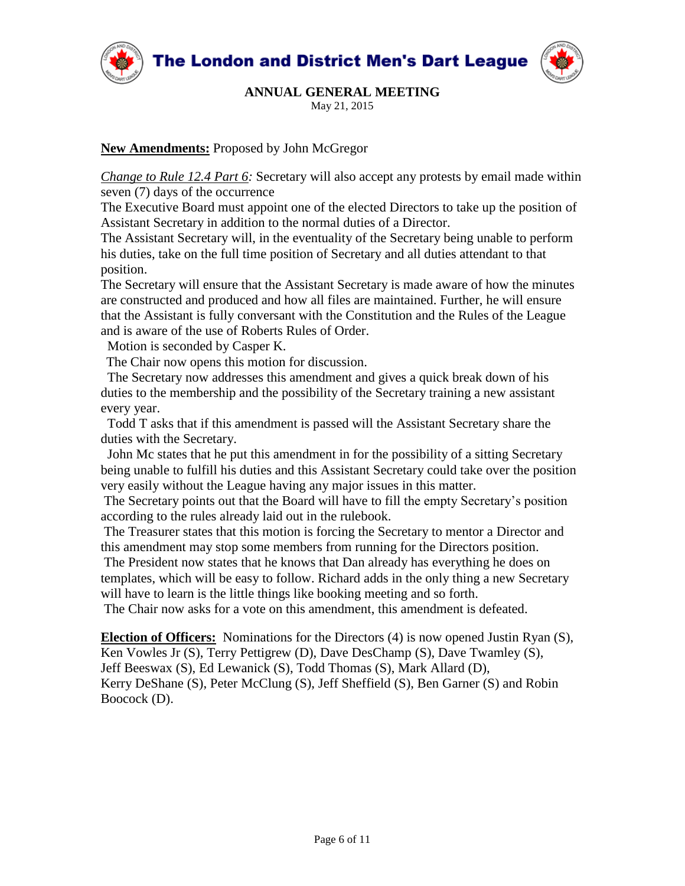# The London and District Men's Dart League

**ANNUAL GENERAL MEETING**
May 21, 2015

**New Amendments:** Proposed by John McGregor

*Change to Rule 12.4 Part 6:* Secretary will also accept any protests by email made within seven (7) days of the occurrence
The Executive Board must appoint one of the elected Directors to take up the position of Assistant Secretary in addition to the normal duties of a Director.
The Assistant Secretary will, in the eventuality of the Secretary being unable to perform his duties, take on the full time position of Secretary and all duties attendant to that position.
The Secretary will ensure that the Assistant Secretary is made aware of how the minutes are constructed and produced and how all files are maintained. Further, he will ensure that the Assistant is fully conversant with the Constitution and the Rules of the League and is aware of the use of Roberts Rules of Order.
Motion is seconded by Casper K.
The Chair now opens this motion for discussion.
The Secretary now addresses this amendment and gives a quick break down of his duties to the membership and the possibility of the Secretary training a new assistant every year.
Todd T asks that if this amendment is passed will the Assistant Secretary share the duties with the Secretary.
John Mc states that he put this amendment in for the possibility of a sitting Secretary being unable to fulfill his duties and this Assistant Secretary could take over the position very easily without the League having any major issues in this matter.
The Secretary points out that the Board will have to fill the empty Secretary's position according to the rules already laid out in the rulebook.
The Treasurer states that this motion is forcing the Secretary to mentor a Director and this amendment may stop some members from running for the Directors position.
The President now states that he knows that Dan already has everything he does on templates, which will be easy to follow. Richard adds in the only thing a new Secretary will have to learn is the little things like booking meeting and so forth.
The Chair now asks for a vote on this amendment, this amendment is defeated.

**Election of Officers:** Nominations for the Directors (4) is now opened Justin Ryan (S), Ken Vowles Jr (S), Terry Pettigrew (D), Dave DesChamp (S), Dave Twamley (S), Jeff Beeswax (S), Ed Lewanick (S), Todd Thomas (S), Mark Allard (D), Kerry DeShane (S), Peter McClung (S), Jeff Sheffield (S), Ben Garner (S) and Robin Boocock (D).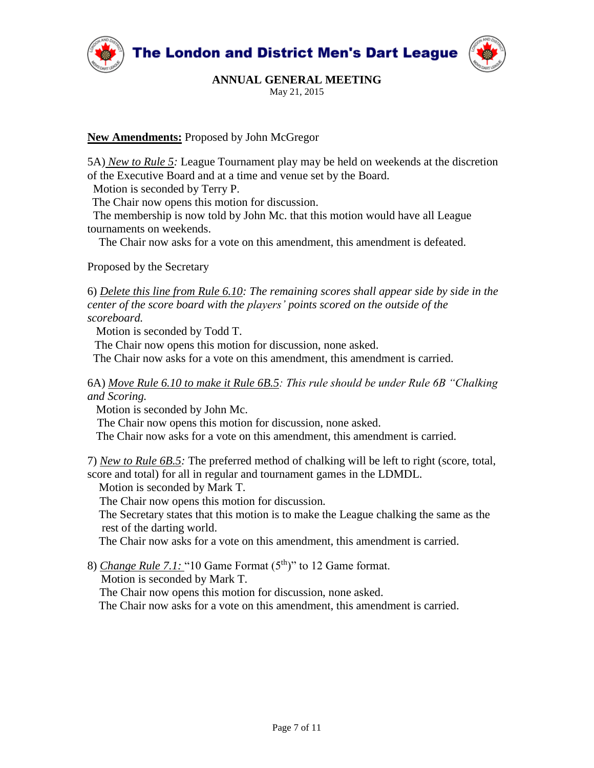**New Amendments:** Proposed by John McGregor

5A) *New to Rule 5:* League Tournament play may be held on weekends at the discretion of the Executive Board and at a time and venue set by the Board.

Motion is seconded by Terry P.

The Chair now opens this motion for discussion.

The membership is now told by John Mc. that this motion would have all League tournaments on weekends.

The Chair now asks for a vote on this amendment, this amendment is defeated.

Proposed by the Secretary

6) *Delete this line from Rule 6.10: The remaining scores shall appear side by side in the center of the score board with the players' points scored on the outside of the scoreboard.*

Motion is seconded by Todd T.

The Chair now opens this motion for discussion, none asked.

The Chair now asks for a vote on this amendment, this amendment is carried.

6A) *Move Rule 6.10 to make it Rule 6B.5: This rule should be under Rule 6B "Chalking and Scoring.*

Motion is seconded by John Mc.

The Chair now opens this motion for discussion, none asked.

The Chair now asks for a vote on this amendment, this amendment is carried.

7) *New to Rule 6B.5:* The preferred method of chalking will be left to right (score, total, score and total) for all in regular and tournament games in the LDMDL.

Motion is seconded by Mark T.

The Chair now opens this motion for discussion.

The Secretary states that this motion is to make the League chalking the same as the rest of the darting world.

The Chair now asks for a vote on this amendment, this amendment is carried.

8) *Change Rule 7.1:* "10 Game Format (5th)" to 12 Game format.

Motion is seconded by Mark T.

The Chair now opens this motion for discussion, none asked.

The Chair now asks for a vote on this amendment, this amendment is carried.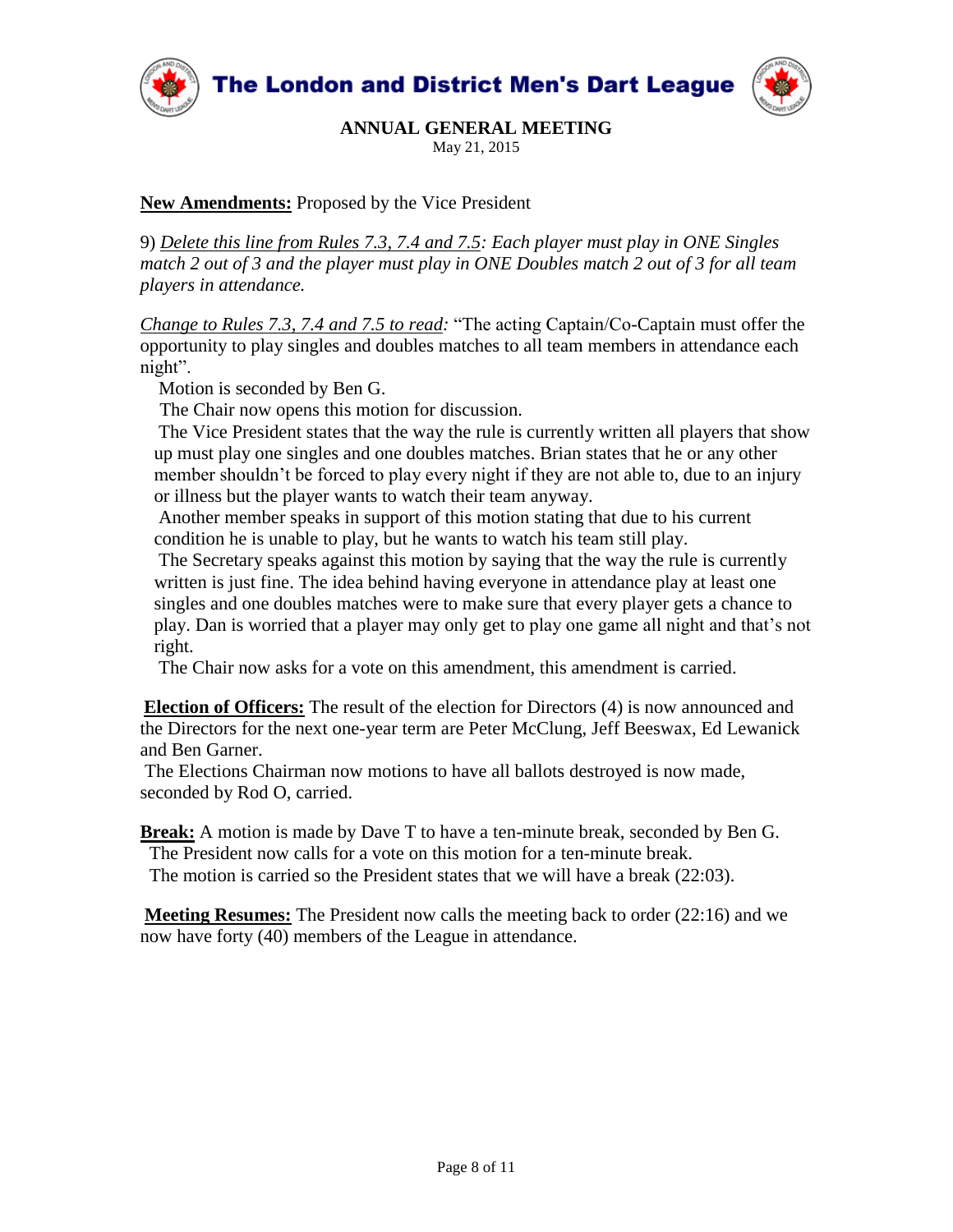# The London and District Men's Dart League

**ANNUAL GENERAL MEETING**
May 21, 2015

**New Amendments:** Proposed by the Vice President

9) *Delete this line from Rules 7.3, 7.4 and 7.5: Each player must play in ONE Singles match 2 out of 3 and the player must play in ONE Doubles match 2 out of 3 for all team players in attendance.*

*Change to Rules 7.3, 7.4 and 7.5 to read:* "The acting Captain/Co-Captain must offer the opportunity to play singles and doubles matches to all team members in attendance each night".

Motion is seconded by Ben G.

The Chair now opens this motion for discussion.

The Vice President states that the way the rule is currently written all players that show up must play one singles and one doubles matches. Brian states that he or any other member shouldn't be forced to play every night if they are not able to, due to an injury or illness but the player wants to watch their team anyway.

Another member speaks in support of this motion stating that due to his current condition he is unable to play, but he wants to watch his team still play.

The Secretary speaks against this motion by saying that the way the rule is currently written is just fine. The idea behind having everyone in attendance play at least one singles and one doubles matches were to make sure that every player gets a chance to play. Dan is worried that a player may only get to play one game all night and that's not right.

The Chair now asks for a vote on this amendment, this amendment is carried.

**Election of Officers:** The result of the election for Directors (4) is now announced and the Directors for the next one-year term are Peter McClung, Jeff Beeswax, Ed Lewanick and Ben Garner.

The Elections Chairman now motions to have all ballots destroyed is now made, seconded by Rod O, carried.

**Break:** A motion is made by Dave T to have a ten-minute break, seconded by Ben G.

The President now calls for a vote on this motion for a ten-minute break.

The motion is carried so the President states that we will have a break (22:03).

**Meeting Resumes:** The President now calls the meeting back to order (22:16) and we now have forty (40) members of the League in attendance.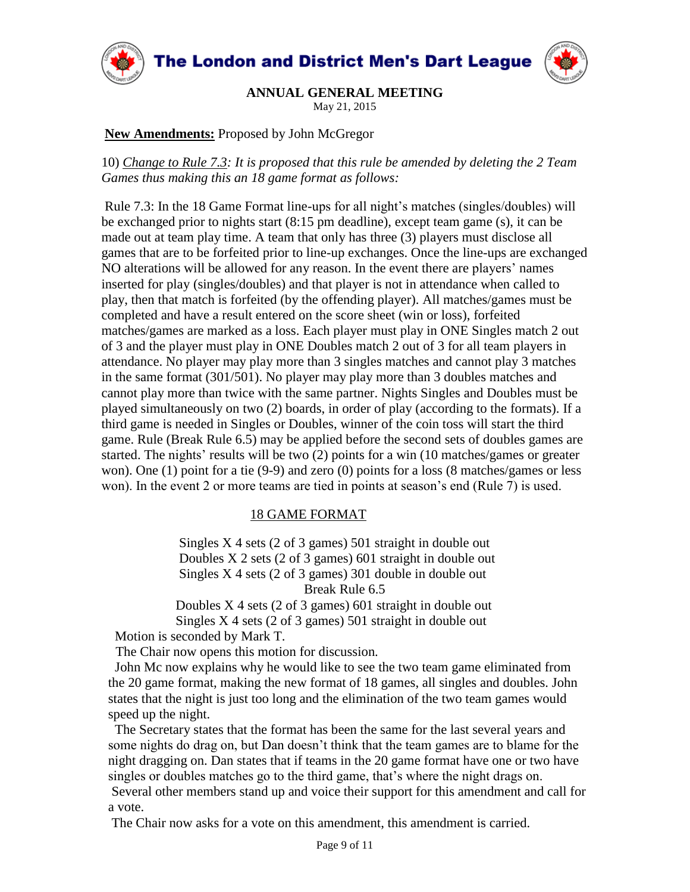**New Amendments:** Proposed by John McGregor

10) *Change to Rule 7.3: It is proposed that this rule be amended by deleting the 2 Team Games thus making this an 18 game format as follows:*

Rule 7.3: In the 18 Game Format line-ups for all night's matches (singles/doubles) will be exchanged prior to nights start (8:15 pm deadline), except team game (s), it can be made out at team play time. A team that only has three (3) players must disclose all games that are to be forfeited prior to line-up exchanges. Once the line-ups are exchanged NO alterations will be allowed for any reason. In the event there are players' names inserted for play (singles/doubles) and that player is not in attendance when called to play, then that match is forfeited (by the offending player). All matches/games must be completed and have a result entered on the score sheet (win or loss), forfeited matches/games are marked as a loss. Each player must play in ONE Singles match 2 out of 3 and the player must play in ONE Doubles match 2 out of 3 for all team players in attendance. No player may play more than 3 singles matches and cannot play 3 matches in the same format (301/501). No player may play more than 3 doubles matches and cannot play more than twice with the same partner. Nights Singles and Doubles must be played simultaneously on two (2) boards, in order of play (according to the formats). If a third game is needed in Singles or Doubles, winner of the coin toss will start the third game. Rule (Break Rule 6.5) may be applied before the second sets of doubles games are started. The nights' results will be two (2) points for a win (10 matches/games or greater won). One (1) point for a tie (9-9) and zero (0) points for a loss (8 matches/games or less won). In the event 2 or more teams are tied in points at season's end (Rule 7) is used.

<u>18 GAME FORMAT</u>

Singles X 4 sets (2 of 3 games) 501 straight in double out
Doubles X 2 sets (2 of 3 games) 601 straight in double out
Singles X 4 sets (2 of 3 games) 301 double in double out
Break Rule 6.5
Doubles X 4 sets (2 of 3 games) 601 straight in double out
Singles X 4 sets (2 of 3 games) 501 straight in double out

Motion is seconded by Mark T.

The Chair now opens this motion for discussion.

John Mc now explains why he would like to see the two team game eliminated from the 20 game format, making the new format of 18 games, all singles and doubles. John states that the night is just too long and the elimination of the two team games would speed up the night.

The Secretary states that the format has been the same for the last several years and some nights do drag on, but Dan doesn't think that the team games are to blame for the night dragging on. Dan states that if teams in the 20 game format have one or two have singles or doubles matches go to the third game, that's where the night drags on.

Several other members stand up and voice their support for this amendment and call for a vote.

The Chair now asks for a vote on this amendment, this amendment is carried.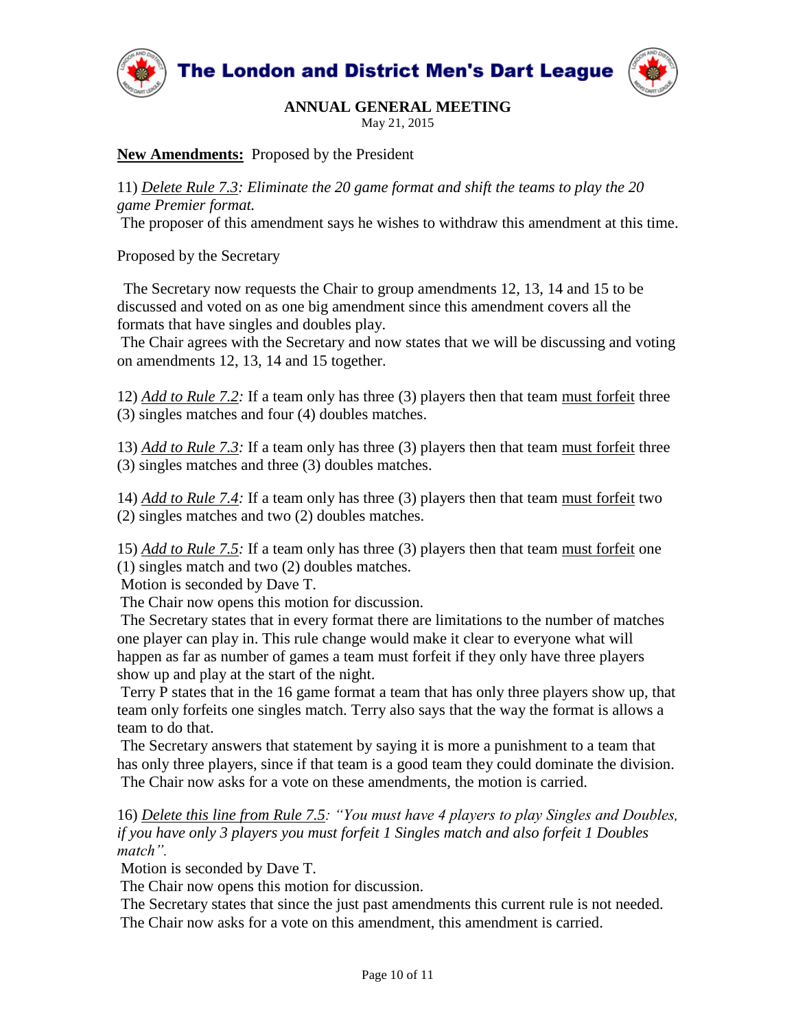# The London and District Men's Dart League

## ANNUAL GENERAL MEETING

May 21, 2015

**New Amendments:** Proposed by the President

11) *Delete Rule 7.3: Eliminate the 20 game format and shift the teams to play the 20 game Premier format.*
The proposer of this amendment says he wishes to withdraw this amendment at this time.

Proposed by the Secretary

The Secretary now requests the Chair to group amendments 12, 13, 14 and 15 to be discussed and voted on as one big amendment since this amendment covers all the formats that have singles and doubles play.
The Chair agrees with the Secretary and now states that we will be discussing and voting on amendments 12, 13, 14 and 15 together.

12) *Add to Rule 7.2:* If a team only has three (3) players then that team must forfeit three (3) singles matches and four (4) doubles matches.

13) *Add to Rule 7.3:* If a team only has three (3) players then that team must forfeit three (3) singles matches and three (3) doubles matches.

14) *Add to Rule 7.4:* If a team only has three (3) players then that team must forfeit two (2) singles matches and two (2) doubles matches.

15) *Add to Rule 7.5:* If a team only has three (3) players then that team must forfeit one (1) singles match and two (2) doubles matches.
Motion is seconded by Dave T.
The Chair now opens this motion for discussion.
The Secretary states that in every format there are limitations to the number of matches one player can play in. This rule change would make it clear to everyone what will happen as far as number of games a team must forfeit if they only have three players show up and play at the start of the night.
Terry P states that in the 16 game format a team that has only three players show up, that team only forfeits one singles match. Terry also says that the way the format is allows a team to do that.
The Secretary answers that statement by saying it is more a punishment to a team that has only three players, since if that team is a good team they could dominate the division.
The Chair now asks for a vote on these amendments, the motion is carried.

16) *Delete this line from Rule 7.5: "You must have 4 players to play Singles and Doubles, if you have only 3 players you must forfeit 1 Singles match and also forfeit 1 Doubles match".*
Motion is seconded by Dave T.
The Chair now opens this motion for discussion.
The Secretary states that since the just past amendments this current rule is not needed.
The Chair now asks for a vote on this amendment, this amendment is carried.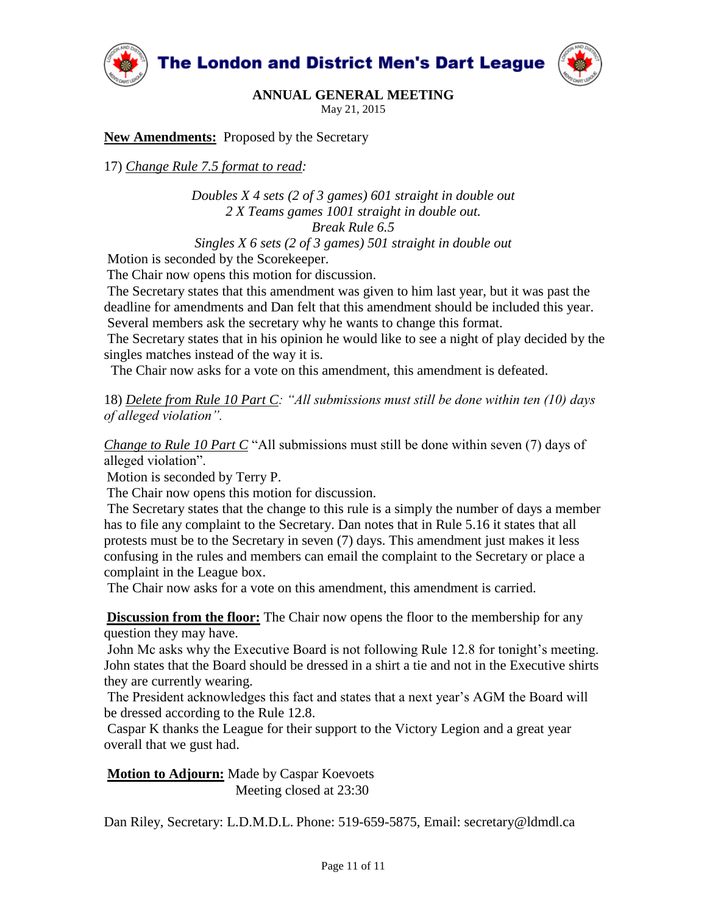# The London and District Men's Dart League

**ANNUAL GENERAL MEETING**
May 21, 2015

**New Amendments:** Proposed by the Secretary

17) *Change Rule 7.5 format to read:*

*Doubles X 4 sets (2 of 3 games) 601 straight in double out*
*2 X Teams games 1001 straight in double out.*
*Break Rule 6.5*
*Singles X 6 sets (2 of 3 games) 501 straight in double out*

Motion is seconded by the Scorekeeper.
The Chair now opens this motion for discussion.
The Secretary states that this amendment was given to him last year, but it was past the deadline for amendments and Dan felt that this amendment should be included this year.
Several members ask the secretary why he wants to change this format.
The Secretary states that in his opinion he would like to see a night of play decided by the singles matches instead of the way it is.
The Chair now asks for a vote on this amendment, this amendment is defeated.

18) *Delete from Rule 10 Part C: "All submissions must still be done within ten (10) days of alleged violation".*

*Change to Rule 10 Part C* "All submissions must still be done within seven (7) days of alleged violation".
Motion is seconded by Terry P.
The Chair now opens this motion for discussion.
The Secretary states that the change to this rule is a simply the number of days a member has to file any complaint to the Secretary. Dan notes that in Rule 5.16 it states that all protests must be to the Secretary in seven (7) days. This amendment just makes it less confusing in the rules and members can email the complaint to the Secretary or place a complaint in the League box.
The Chair now asks for a vote on this amendment, this amendment is carried.

**Discussion from the floor:** The Chair now opens the floor to the membership for any question they may have.
John Mc asks why the Executive Board is not following Rule 12.8 for tonight's meeting. John states that the Board should be dressed in a shirt a tie and not in the Executive shirts they are currently wearing.
The President acknowledges this fact and states that a next year's AGM the Board will be dressed according to the Rule 12.8.
Caspar K thanks the League for their support to the Victory Legion and a great year overall that we gust had.

**Motion to Adjourn:** Made by Caspar Koevoets
Meeting closed at 23:30

Dan Riley, Secretary: L.D.M.D.L. Phone: 519-659-5875, Email: secretary@ldmdl.ca